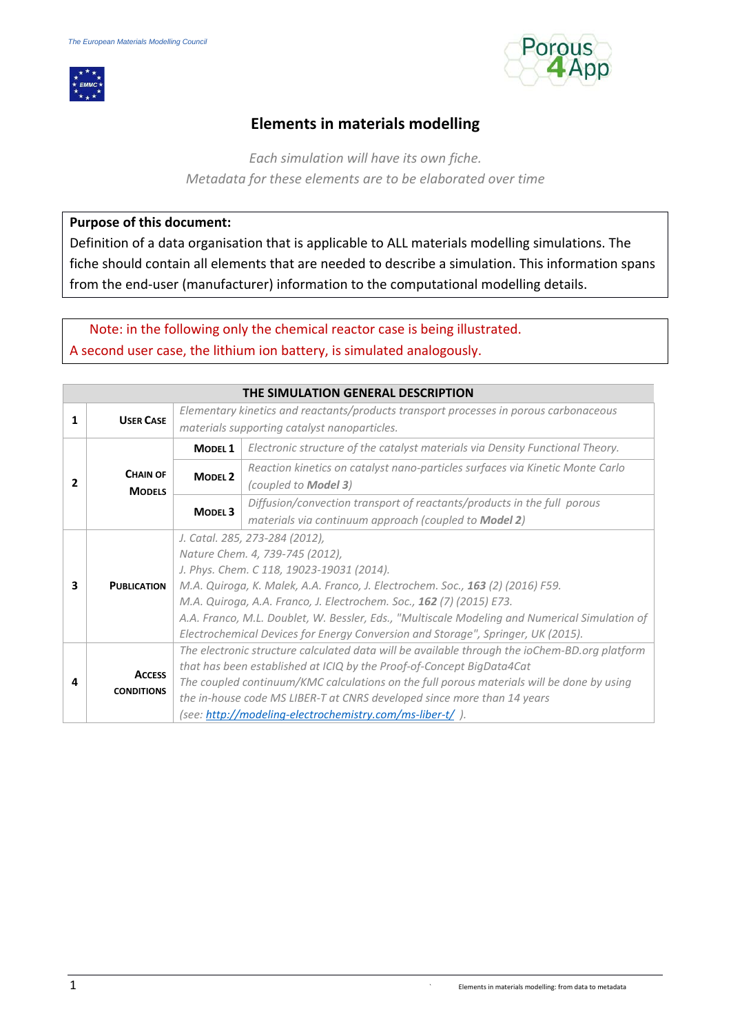# Elements in materials modelling

*Each simulation will have its own fiche.*
*Metadata for these elements are to be elaborated over time*

**Purpose of this document:**
Definition of a data organisation that is applicable to ALL materials modelling simulations. The fiche should contain all elements that are needed to describe a simulation. This information spans from the end-user (manufacturer) information to the computational modelling details.

Note: in the following only the chemical reactor case is being illustrated.
A second user case, the lithium ion battery, is simulated analogously.

| THE SIMULATION GENERAL DESCRIPTION | | | |
|---|---|---|---|
| 1 | **USER CASE** | *Elementary kinetics and reactants/products transport processes in porous carbonaceous materials supporting catalyst nanoparticles.* | |
| 2 | **CHAIN OF MODELS** | **MODEL 1** | *Electronic structure of the catalyst materials via Density Functional Theory.* |
| | | **MODEL 2** | *Reaction kinetics on catalyst nano-particles surfaces via Kinetic Monte Carlo (coupled to **Model 3**)* |
| | | **MODEL 3** | *Diffusion/convection transport of reactants/products in the full porous materials via continuum approach (coupled to **Model 2**)* |
| 3 | **PUBLICATION** | *J. Catal. 285, 273-284 (2012),<br>Nature Chem. 4, 739-745 (2012),<br>J. Phys. Chem. C 118, 19023-19031 (2014).<br>M.A. Quiroga, K. Malek, A.A. Franco, J. Electrochem. Soc., **163** (2) (2016) F59.<br>M.A. Quiroga, A.A. Franco, J. Electrochem. Soc., **162** (7) (2015) E73.<br>A.A. Franco, M.L. Doublet, W. Bessler, Eds., "Multiscale Modeling and Numerical Simulation of Electrochemical Devices for Energy Conversion and Storage", Springer, UK (2015).* | |
| 4 | **ACCESS CONDITIONS** | *The electronic structure calculated data will be available through the ioChem-BD.org platform that has been established at ICIQ by the Proof-of-Concept BigData4Cat<br>The coupled continuum/KMC calculations on the full porous materials will be done by using the in-house code MS LIBER-T at CNRS developed since more than 14 years<br>(see: http://modeling-electrochemistry.com/ms-liber-t/ ).* | |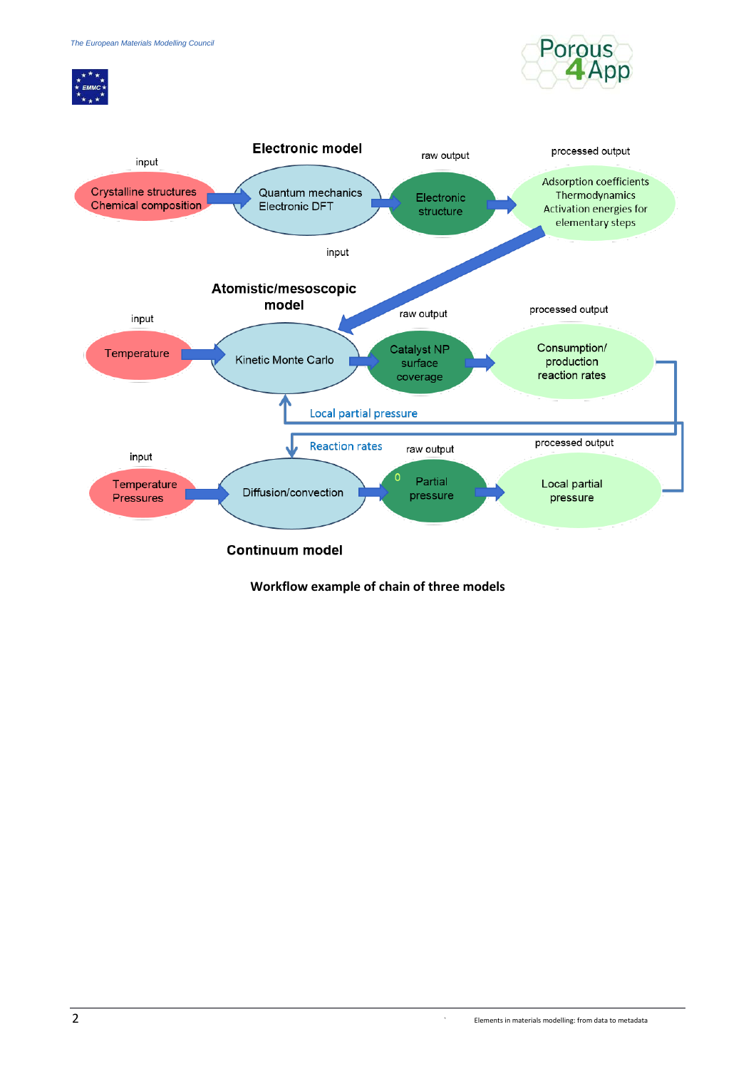**Electronic model**

input: Crystalline structures, Chemical composition → Quantum mechanics, Electronic DFT → raw output: Electronic structure → processed output: Adsorption coefficients, Thermodynamics, Activation energies for elementary steps

input

**Atomistic/mesoscopic model**

input: Temperature → Kinetic Monte Carlo → raw output: Catalyst NP surface coverage → processed output: Consumption/ production reaction rates

Local partial pressure

Reaction rates

input: Temperature, Pressures → Diffusion/convection → raw output: Partial pressure → processed output: Local partial pressure

**Continuum model**

**Workflow example of chain of three models**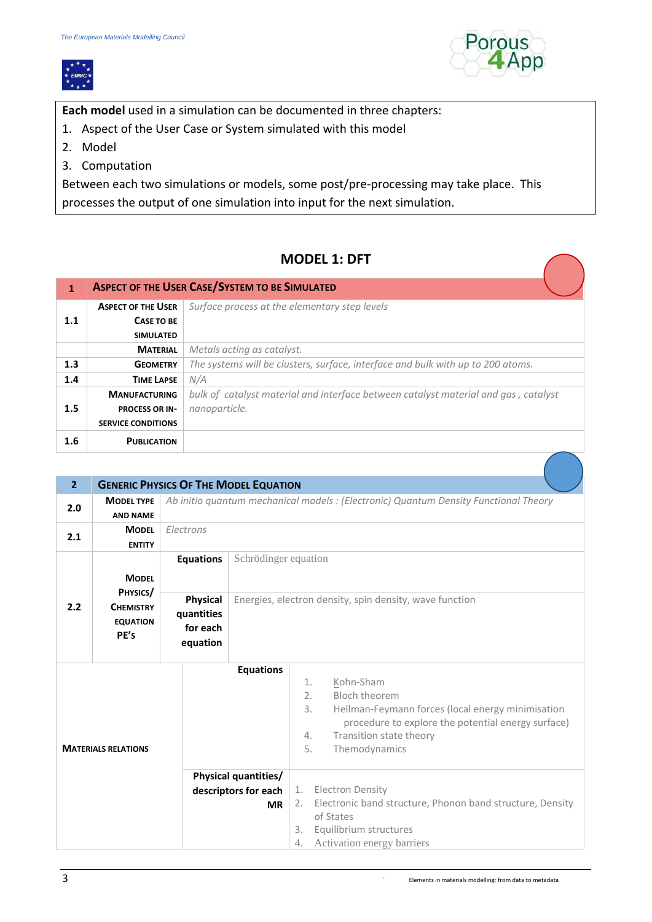**Each model** used in a simulation can be documented in three chapters:

1. Aspect of the User Case or System simulated with this model
2. Model
3. Computation

Between each two simulations or models, some post/pre-processing may take place. This processes the output of one simulation into input for the next simulation.

## MODEL 1: DFT

| 1 | ASPECT OF THE USER CASE/SYSTEM TO BE SIMULATED | |
|---|---|---|
| 1.1 | ASPECT OF THE USER CASE TO BE SIMULATED | *Surface process at the elementary step levels* |
| | MATERIAL | *Metals acting as catalyst.* |
| 1.3 | GEOMETRY | *The systems will be clusters, surface, interface and bulk with up to 200 atoms.* |
| 1.4 | TIME LAPSE | *N/A* |
| 1.5 | MANUFACTURING PROCESS OR IN-SERVICE CONDITIONS | *bulk of catalyst material and interface between catalyst material and gas , catalyst nanoparticle.* |
| 1.6 | PUBLICATION | |

| 2 | GENERIC PHYSICS OF THE MODEL EQUATION | | |
|---|---|---|---|
| 2.0 | MODEL TYPE AND NAME | *Ab initio quantum mechanical models : (Electronic) Quantum Density Functional Theory* | |
| 2.1 | MODEL ENTITY | *Electrons* | |
| 2.2 | MODEL PHYSICS/ CHEMISTRY EQUATION PE's | **Equations** | Schrödinger equation |
| | | **Physical quantities for each equation** | Energies, electron density, spin density, wave function |
| | MATERIALS RELATIONS | **Equations** | 1. Kohn-Sham<br>2. Bloch theorem<br>3. Hellman-Feymann forces (local energy minimisation procedure to explore the potential energy surface)<br>4. Transition state theory<br>5. Themodynamics |
| | | **Physical quantities/ descriptors for each MR** | 1. Electron Density<br>2. Electronic band structure, Phonon band structure, Density of States<br>3. Equilibrium structures<br>4. Activation energy barriers |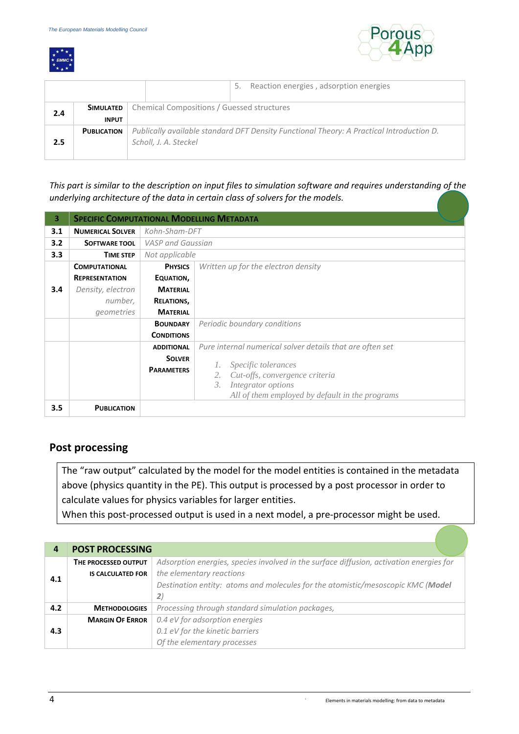| | | | 5. Reaction energies , adsorption energies |
|---|---|---|---|
| **2.4** | **Simulated input** | Chemical Compositions / Guessed structures | |
| **2.5** | **Publication** | *Publically available standard DFT Density Functional Theory: A Practical Introduction D. Scholl, J. A. Steckel* | |

*This part is similar to the description on input files to simulation software and requires understanding of the underlying architecture of the data in certain class of solvers for the models.*

| **3** | **Specific Computational Modelling Metadata** | | |
|---|---|---|---|
| **3.1** | **Numerical Solver** | *Kohn-Sham-DFT* | |
| **3.2** | **Software tool** | *VASP and Gaussian* | |
| **3.3** | **Time step** | *Not applicable* | |
| **3.4** | **Computational Representation** *Density, electron number, geometries* | **Physics Equation, Material Relations, Material** | *Written up for the electron density* |
| | | **Boundary Conditions** | *Periodic boundary conditions* |
| | | **Additional Solver Parameters** | *Pure internal numerical solver details that are often set* 1. *Specific tolerances* 2. *Cut-offs, convergence criteria* 3. *Integrator options* *All of them employed by default in the programs* |
| **3.5** | **Publication** | | |

## Post processing

The "raw output" calculated by the model for the model entities is contained in the metadata above (physics quantity in the PE). This output is processed by a post processor in order to calculate values for physics variables for larger entities.
When this post-processed output is used in a next model, a pre-processor might be used.

| **4** | **POST PROCESSING** | |
|---|---|---|
| **4.1** | **The processed output is calculated for** | *Adsorption energies, species involved in the surface diffusion, activation energies for the elementary reactions* *Destination entity: atoms and molecules for the atomistic/mesoscopic KMC (**Model 2**)* |
| **4.2** | **Methodologies** | *Processing through standard simulation packages,* |
| **4.3** | **Margin Of Error** | *0.4 eV for adsorption energies* *0.1 eV for the kinetic barriers* *Of the elementary processes* |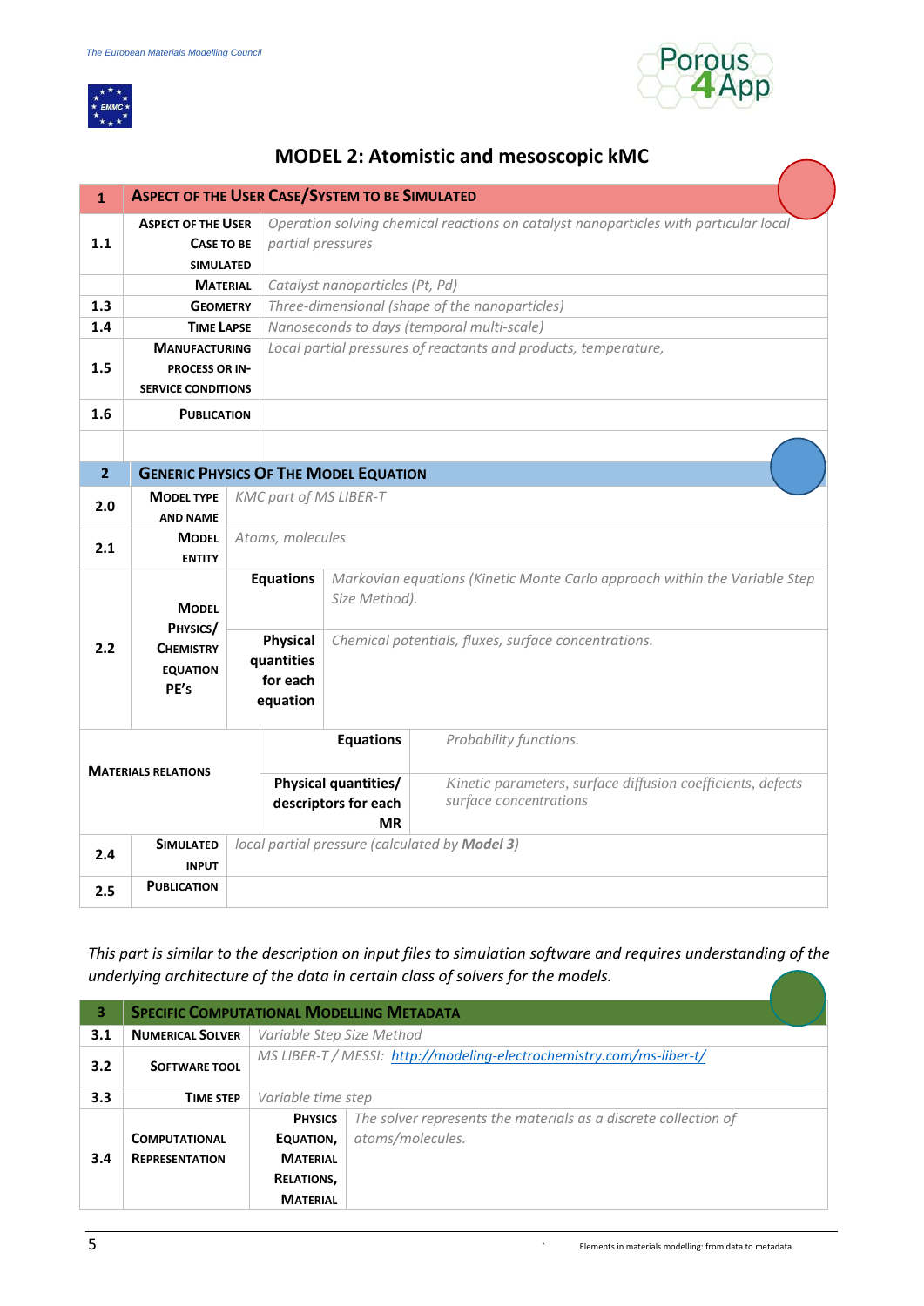## MODEL 2: Atomistic and mesoscopic kMC

| 1 | ASPECT OF THE USER CASE/SYSTEM TO BE SIMULATED | |
|---|---|---|
| 1.1 | ASPECT OF THE USER CASE TO BE SIMULATED | *Operation solving chemical reactions on catalyst nanoparticles with particular local partial pressures* |
| | MATERIAL | *Catalyst nanoparticles (Pt, Pd)* |
| 1.3 | GEOMETRY | *Three-dimensional (shape of the nanoparticles)* |
| 1.4 | TIME LAPSE | *Nanoseconds to days (temporal multi-scale)* |
| 1.5 | MANUFACTURING PROCESS OR IN-SERVICE CONDITIONS | *Local partial pressures of reactants and products, temperature,* |
| 1.6 | PUBLICATION | |

| 2 | GENERIC PHYSICS OF THE MODEL EQUATION | | |
|---|---|---|---|
| 2.0 | MODEL TYPE AND NAME | *KMC part of MS LIBER-T* | |
| 2.1 | MODEL ENTITY | *Atoms, molecules* | |
| 2.2 | MODEL PHYSICS/ CHEMISTRY EQUATION PE'S | **Equations** | *Markovian equations (Kinetic Monte Carlo approach within the Variable Step Size Method).* |
| | | **Physical quantities for each equation** | *Chemical potentials, fluxes, surface concentrations.* |
| | MATERIALS RELATIONS | **Equations** | *Probability functions.* |
| | | **Physical quantities/ descriptors for each MR** | *Kinetic parameters, surface diffusion coefficients, defects surface concentrations* |
| 2.4 | SIMULATED INPUT | *local partial pressure (calculated by **Model 3**)* | |
| 2.5 | PUBLICATION | | |

*This part is similar to the description on input files to simulation software and requires understanding of the underlying architecture of the data in certain class of solvers for the models.*

| 3 | SPECIFIC COMPUTATIONAL MODELLING METADATA | | |
|---|---|---|---|
| 3.1 | NUMERICAL SOLVER | *Variable Step Size Method* | |
| 3.2 | SOFTWARE TOOL | *MS LIBER-T / MESSI: http://modeling-electrochemistry.com/ms-liber-t/* | |
| 3.3 | TIME STEP | *Variable time step* | |
| 3.4 | COMPUTATIONAL REPRESENTATION | PHYSICS EQUATION, MATERIAL RELATIONS, MATERIAL | *The solver represents the materials as a discrete collection of atoms/molecules.* |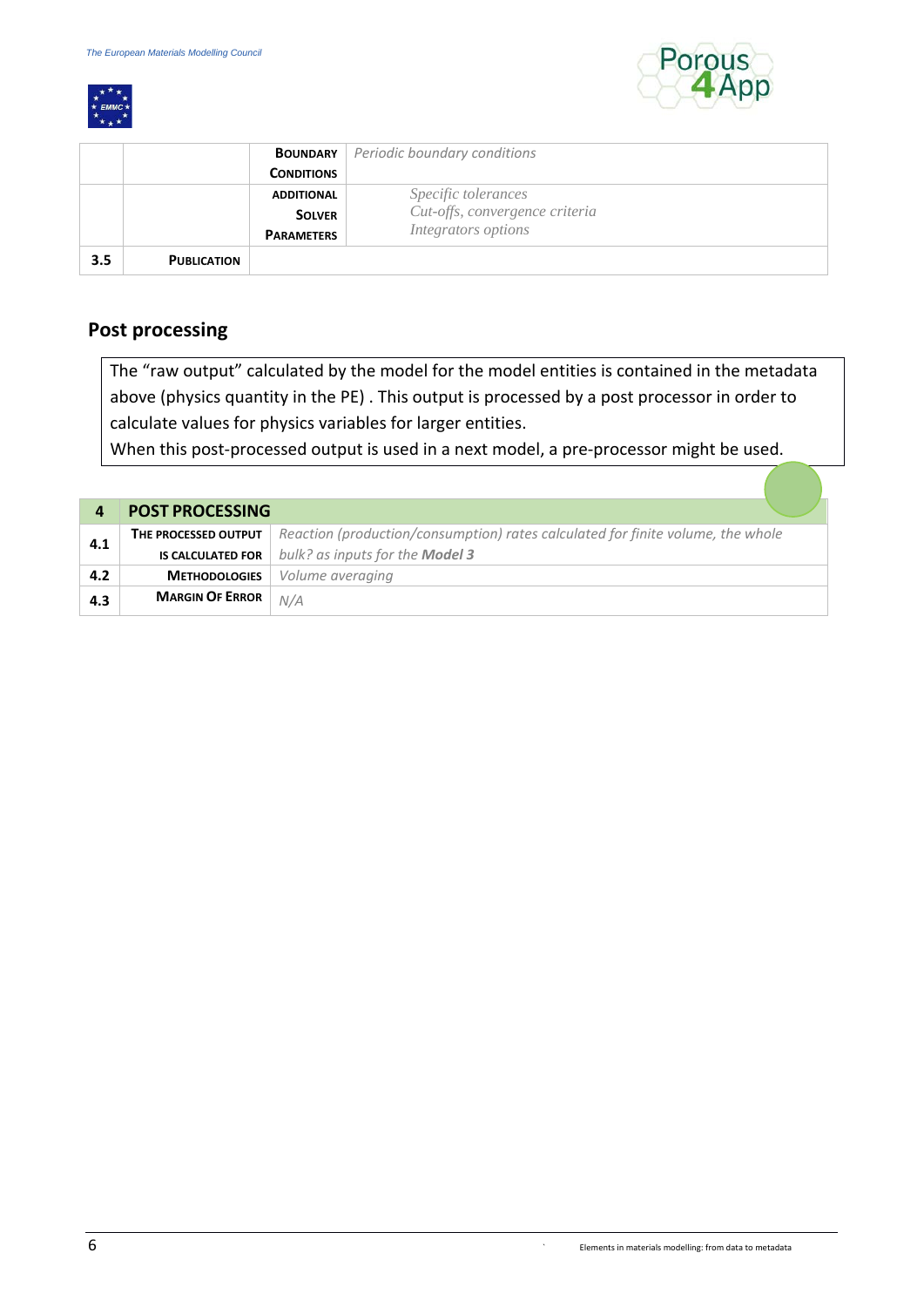| | | | |
|---|---|---|---|
| | | **Boundary Conditions** | *Periodic boundary conditions* |
| | | **Additional Solver Parameters** | *Specific tolerances*<br>*Cut-offs, convergence criteria*<br>*Integrators options* |
| **3.5** | **Publication** | | |

## Post processing

The "raw output" calculated by the model for the model entities is contained in the metadata above (physics quantity in the PE) . This output is processed by a post processor in order to calculate values for physics variables for larger entities.
When this post-processed output is used in a next model, a pre-processor might be used.

| **4** | **POST PROCESSING** | |
|---|---|---|
| **4.1** | **The processed output is calculated for** | *Reaction (production/consumption) rates calculated for finite volume, the whole bulk? as inputs for the* ***Model 3*** |
| **4.2** | **Methodologies** | *Volume averaging* |
| **4.3** | **Margin Of Error** | *N/A* |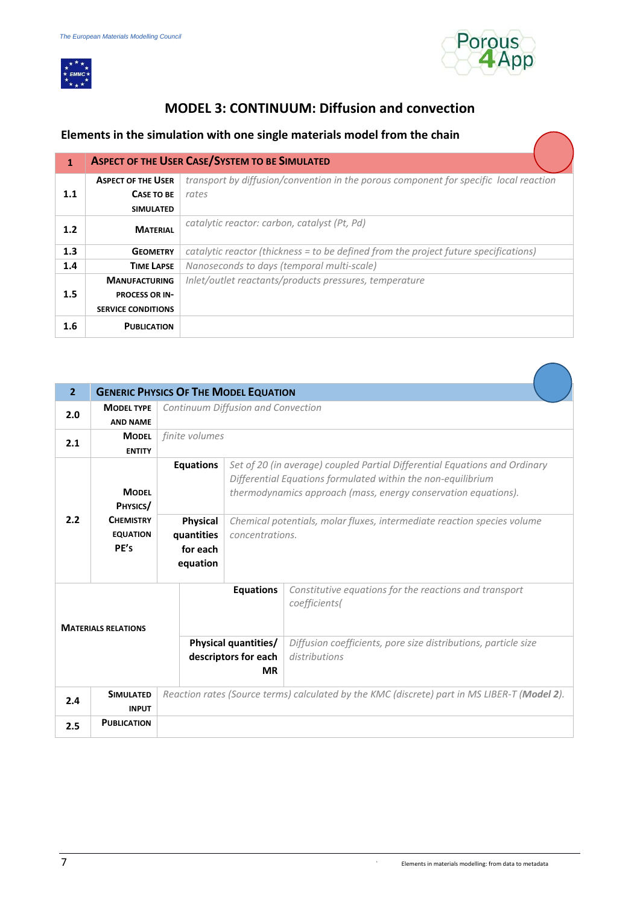## MODEL 3: CONTINUUM: Diffusion and convection

### Elements in the simulation with one single materials model from the chain

| 1 | ASPECT OF THE USER CASE/SYSTEM TO BE SIMULATED |
|---|---|
| 1.1 | **ASPECT OF THE USER CASE TO BE SIMULATED** | *transport by diffusion/convention in the porous component for specific local reaction rates* |
| 1.2 | **MATERIAL** | *catalytic reactor: carbon, catalyst (Pt, Pd)* |
| 1.3 | **GEOMETRY** | *catalytic reactor (thickness = to be defined from the project future specifications)* |
| 1.4 | **TIME LAPSE** | *Nanoseconds to days (temporal multi-scale)* |
| 1.5 | **MANUFACTURING PROCESS OR IN-SERVICE CONDITIONS** | *Inlet/outlet reactants/products pressures, temperature* |
| 1.6 | **PUBLICATION** | |

| 2 | GENERIC PHYSICS OF THE MODEL EQUATION | | |
|---|---|---|---|
| 2.0 | **MODEL TYPE AND NAME** | *Continuum Diffusion and Convection* | |
| 2.1 | **MODEL ENTITY** | *finite volumes* | |
| 2.2 | **MODEL PHYSICS/ CHEMISTRY EQUATION PE's** | **Equations** | *Set of 20 (in average) coupled Partial Differential Equations and Ordinary Differential Equations formulated within the non-equilibrium thermodynamics approach (mass, energy conservation equations).* |
| | | **Physical quantities for each equation** | *Chemical potentials, molar fluxes, intermediate reaction species volume concentrations.* |
| **MATERIALS RELATIONS** | | **Equations** | *Constitutive equations for the reactions and transport coefficients(* |
| | | **Physical quantities/ descriptors for each MR** | *Diffusion coefficients, pore size distributions, particle size distributions* |
| 2.4 | **SIMULATED INPUT** | *Reaction rates (Source terms) calculated by the KMC (discrete) part in MS LIBER-T (**Model 2**).* | |
| 2.5 | **PUBLICATION** | | |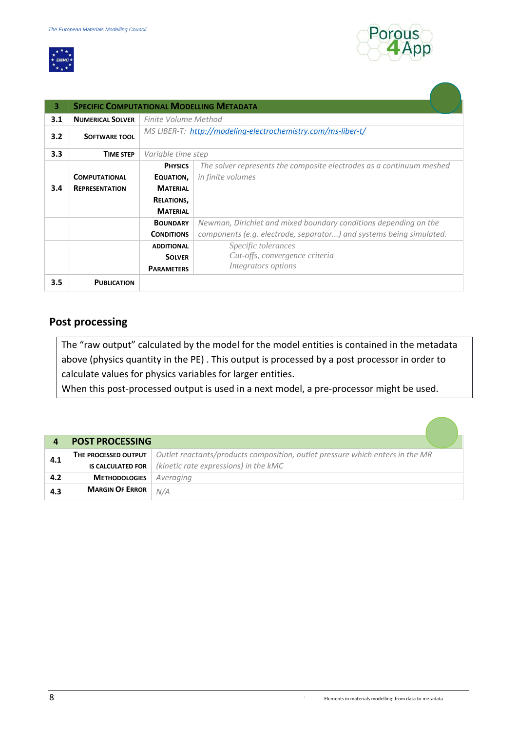| 3 | SPECIFIC COMPUTATIONAL MODELLING METADATA | | |
|---|---|---|---|
| 3.1 | NUMERICAL SOLVER | *Finite Volume Method* | |
| 3.2 | SOFTWARE TOOL | *MS LIBER-T: [http://modeling-electrochemistry.com/ms-liber-t/](http://modeling-electrochemistry.com/ms-liber-t/)* | |
| 3.3 | TIME STEP | *Variable time step* | |
| 3.4 | COMPUTATIONAL REPRESENTATION | PHYSICS EQUATION, MATERIAL RELATIONS, MATERIAL | *The solver represents the composite electrodes as a continuum meshed in finite volumes* |
| | | BOUNDARY CONDITIONS | *Newman, Dirichlet and mixed boundary conditions depending on the components (e.g. electrode, separator...) and systems being simulated.* |
| | | ADDITIONAL SOLVER PARAMETERS | *Specific tolerances*<br>*Cut-offs, convergence criteria*<br>*Integrators options* |
| 3.5 | PUBLICATION | | |

## Post processing

The "raw output" calculated by the model for the model entities is contained in the metadata above (physics quantity in the PE) . This output is processed by a post processor in order to calculate values for physics variables for larger entities.
When this post-processed output is used in a next model, a pre-processor might be used.

| 4 | POST PROCESSING | |
|---|---|---|
| 4.1 | THE PROCESSED OUTPUT IS CALCULATED FOR | *Outlet reactants/products composition, outlet pressure which enters in the MR (kinetic rate expressions) in the kMC* |
| 4.2 | METHODOLOGIES | *Averaging* |
| 4.3 | MARGIN OF ERROR | *N/A* |